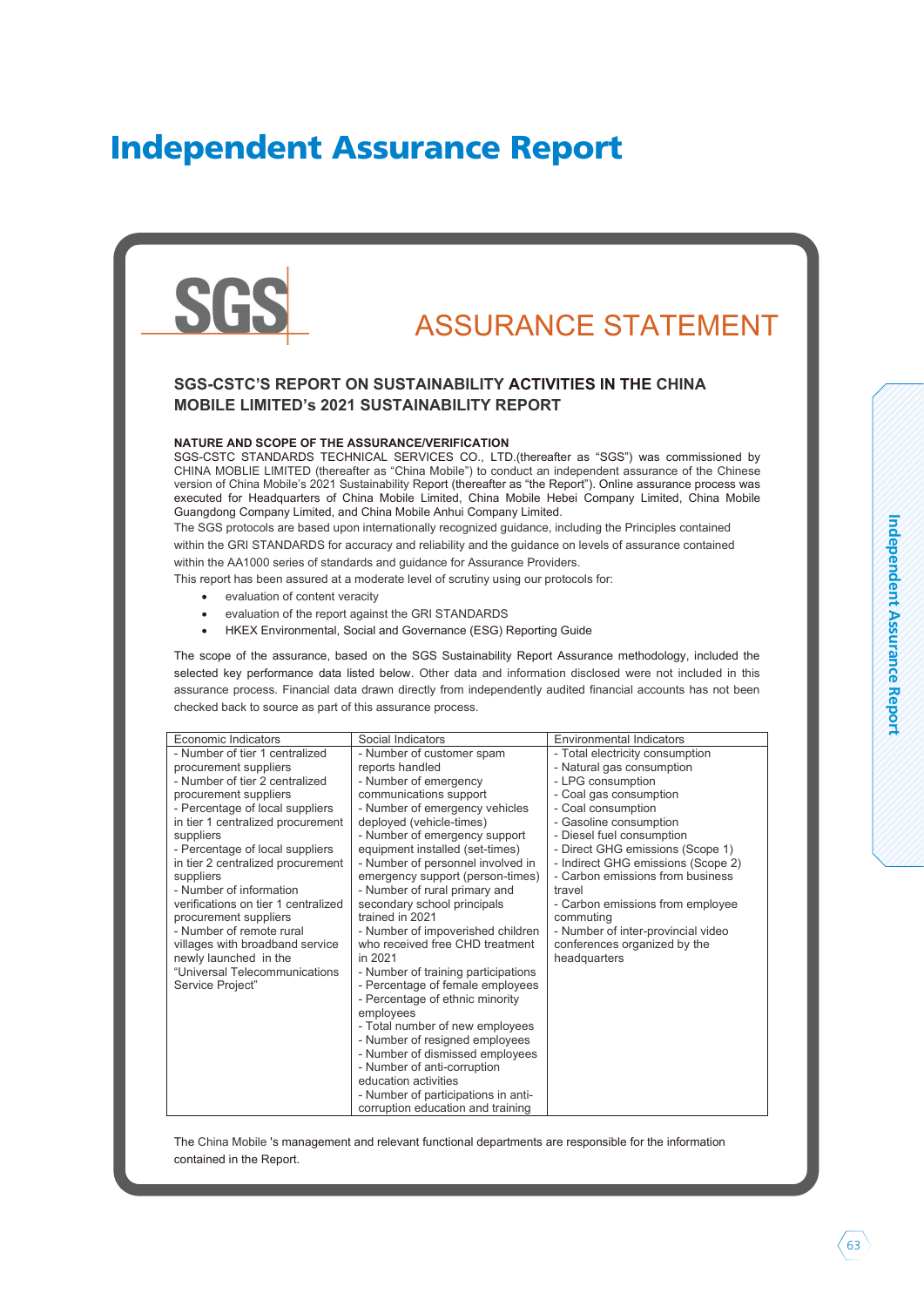# Independent Assurance Report

SGS

## ASSURANCE STATEMENT

### SGS-CSTC'S REPORT ON SUSTAINABILITY ACTIVITIES IN THE CHINA MOBILE LIMITED's 2021 SUSTAINABILITY REPORT

**NATURE AND SCOPE OF THE ASSURANCE/VERIFICATION**

SGS-CSTC STANDARDS TECHNICAL SERVICES CO., LTD.(thereafter as "SGS") was commissioned by CHINA MOBLIE LIMITED (thereafter as "China Mobile") to conduct an independent assurance of the Chinese version of China Mobile's 2021 Sustainability Report (thereafter as "the Report"). Online assurance process was executed for Headquarters of China Mobile Limited, China Mobile Hebei Company Limited, China Mobile Guangdong Company Limited, and China Mobile Anhui Company Limited.

The SGS protocols are based upon internationally recognized guidance, including the Principles contained within the GRI STANDARDS for accuracy and reliability and the guidance on levels of assurance contained within the AA1000 series of standards and guidance for Assurance Providers.

This report has been assured at a moderate level of scrutiny using our protocols for:

- evaluation of content veracity
- evaluation of the report against the GRI STANDARDS
- HKEX Environmental, Social and Governance (ESG) Reporting Guide

The scope of the assurance, based on the SGS Sustainability Report Assurance methodology, included the selected key performance data listed below. Other data and information disclosed were not included in this assurance process. Financial data drawn directly from independently audited financial accounts has not been checked back to source as part of this assurance process.

| Economic Indicators | Social Indicators | Environmental Indicators |
|---|---|---|
| - Number of tier 1 centralized procurement suppliers<br>- Number of tier 2 centralized procurement suppliers<br>- Percentage of local suppliers in tier 1 centralized procurement suppliers<br>- Percentage of local suppliers in tier 2 centralized procurement suppliers<br>- Number of information verifications on tier 1 centralized procurement suppliers<br>- Number of remote rural villages with broadband service newly launched in the "Universal Telecommunications Service Project" | - Number of customer spam reports handled<br>- Number of emergency communications support<br>- Number of emergency vehicles deployed (vehicle-times)<br>- Number of emergency support equipment installed (set-times)<br>- Number of personnel involved in emergency support (person-times)<br>- Number of rural primary and secondary school principals trained in 2021<br>- Number of impoverished children who received free CHD treatment in 2021<br>- Number of training participations<br>- Percentage of female employees<br>- Percentage of ethnic minority employees<br>- Total number of new employees<br>- Number of resigned employees<br>- Number of dismissed employees<br>- Number of anti-corruption education activities<br>- Number of participations in anti-corruption education and training | - Total electricity consumption<br>- Natural gas consumption<br>- LPG consumption<br>- Coal gas consumption<br>- Coal consumption<br>- Gasoline consumption<br>- Diesel fuel consumption<br>- Direct GHG emissions (Scope 1)<br>- Indirect GHG emissions (Scope 2)<br>- Carbon emissions from business travel<br>- Carbon emissions from employee commuting<br>- Number of inter-provincial video conferences organized by the headquarters |

The China Mobile 's management and relevant functional departments are responsible for the information contained in the Report.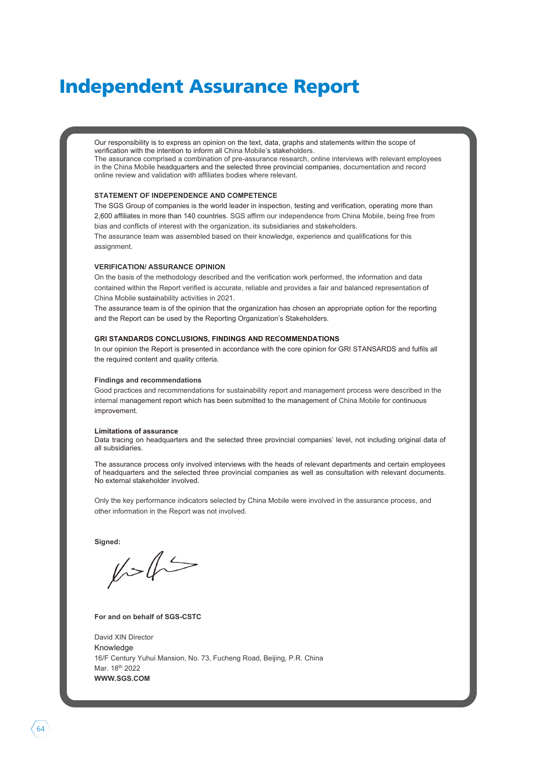# Independent Assurance Report

Our responsibility is to express an opinion on the text, data, graphs and statements within the scope of verification with the intention to inform all China Mobile's stakeholders.

The assurance comprised a combination of pre-assurance research, online interviews with relevant employees in the China Mobile headquarters and the selected three provincial companies, documentation and record online review and validation with affiliates bodies where relevant.

**STATEMENT OF INDEPENDENCE AND COMPETENCE**

The SGS Group of companies is the world leader in inspection, testing and verification, operating more than 2,600 affiliates in more than 140 countries. SGS affirm our independence from China Mobile, being free from bias and conflicts of interest with the organization, its subsidiaries and stakeholders.

The assurance team was assembled based on their knowledge, experience and qualifications for this assignment.

**VERIFICATION/ ASSURANCE OPINION**

On the basis of the methodology described and the verification work performed, the information and data contained within the Report verified is accurate, reliable and provides a fair and balanced representation of China Mobile sustainability activities in 2021.

The assurance team is of the opinion that the organization has chosen an appropriate option for the reporting and the Report can be used by the Reporting Organization's Stakeholders.

**GRI STANDARDS CONCLUSIONS, FINDINGS AND RECOMMENDATIONS**

In our opinion the Report is presented in accordance with the core opinion for GRI STANSARDS and fulfils all the required content and quality criteria.

**Findings and recommendations**

Good practices and recommendations for sustainability report and management process were described in the internal management report which has been submitted to the management of China Mobile for continuous improvement.

**Limitations of assurance**

Data tracing on headquarters and the selected three provincial companies' level, not including original data of all subsidiaries.

The assurance process only involved interviews with the heads of relevant departments and certain employees of headquarters and the selected three provincial companies as well as consultation with relevant documents. No external stakeholder involved.

Only the key performance indicators selected by China Mobile were involved in the assurance process, and other information in the Report was not involved.

**Signed:**

**For and on behalf of SGS-CSTC**

David XIN Director  
Knowledge  
16/F Century Yuhui Mansion, No. 73, Fucheng Road, Beijing, P.R. China  
Mar. 18th 2022  
**WWW.SGS.COM**